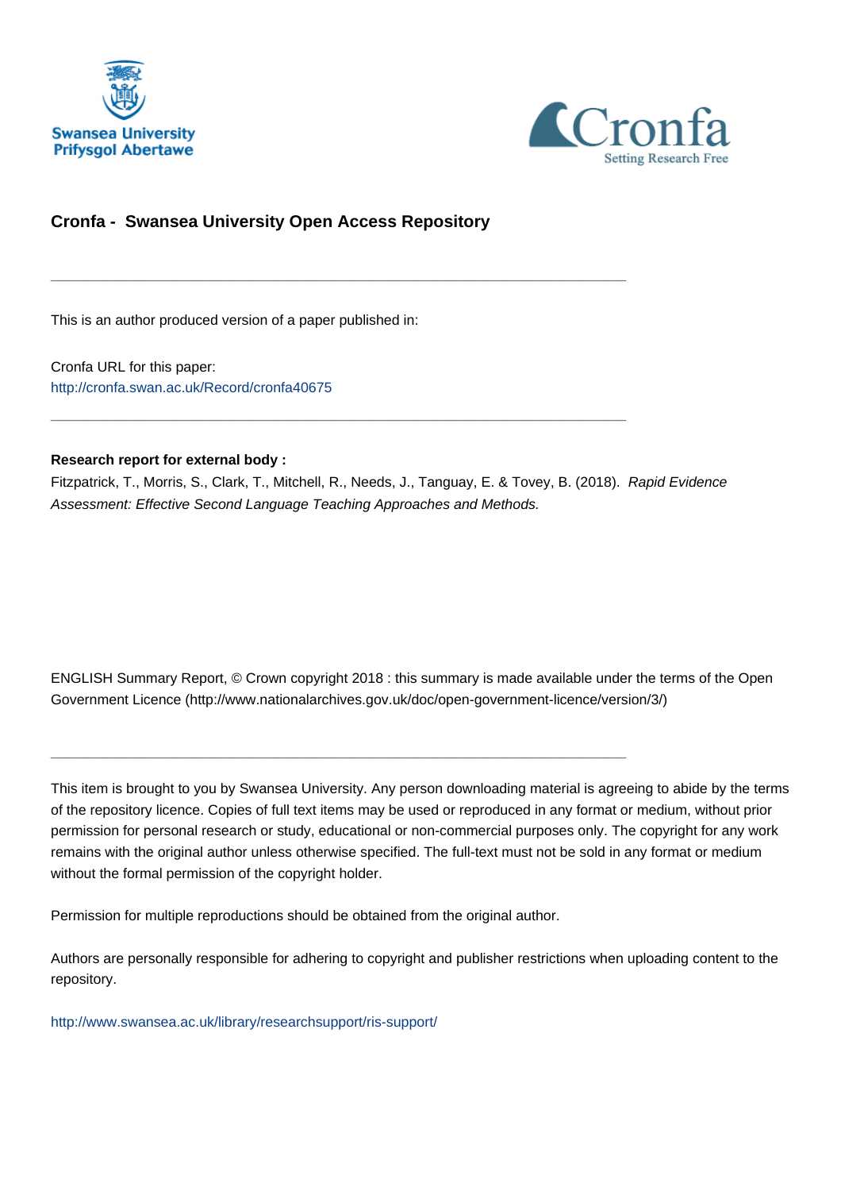Swansea University
Prifysgol Abertawe

Cronfa
Setting Research Free

## Cronfa - Swansea University Open Access Repository

---

This is an author produced version of a paper published in:

Cronfa URL for this paper:
http://cronfa.swan.ac.uk/Record/cronfa40675

---

**Research report for external body :**
Fitzpatrick, T., Morris, S., Clark, T., Mitchell, R., Needs, J., Tanguay, E. & Tovey, B. (2018). *Rapid Evidence Assessment: Effective Second Language Teaching Approaches and Methods.*

ENGLISH Summary Report, © Crown copyright 2018 : this summary is made available under the terms of the Open Government Licence (http://www.nationalarchives.gov.uk/doc/open-government-licence/version/3/)

---

This item is brought to you by Swansea University. Any person downloading material is agreeing to abide by the terms of the repository licence. Copies of full text items may be used or reproduced in any format or medium, without prior permission for personal research or study, educational or non-commercial purposes only. The copyright for any work remains with the original author unless otherwise specified. The full-text must not be sold in any format or medium without the formal permission of the copyright holder.

Permission for multiple reproductions should be obtained from the original author.

Authors are personally responsible for adhering to copyright and publisher restrictions when uploading content to the repository.

http://www.swansea.ac.uk/library/researchsupport/ris-support/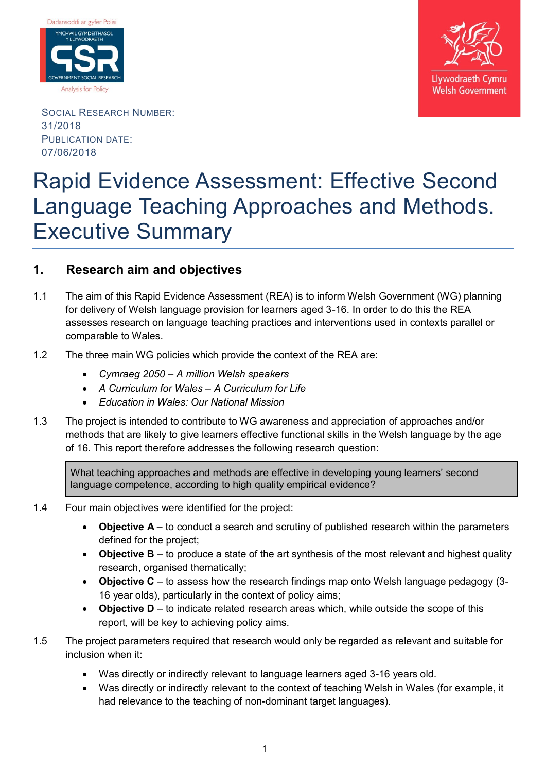Dadansoddi ar gyfer Polisi

YMCHWIL GYMDEITHASOL Y LLYWODRAETH

GOVERNMENT SOCIAL RESEARCH

Analysis for Policy

Llywodraeth Cymru
Welsh Government

SOCIAL RESEARCH NUMBER:
31/2018
PUBLICATION DATE:
07/06/2018

# Rapid Evidence Assessment: Effective Second Language Teaching Approaches and Methods. Executive Summary

## 1. Research aim and objectives

1.1 The aim of this Rapid Evidence Assessment (REA) is to inform Welsh Government (WG) planning for delivery of Welsh language provision for learners aged 3-16. In order to do this the REA assesses research on language teaching practices and interventions used in contexts parallel or comparable to Wales.

1.2 The three main WG policies which provide the context of the REA are:

- *Cymraeg 2050 – A million Welsh speakers*
- *A Curriculum for Wales – A Curriculum for Life*
- *Education in Wales: Our National Mission*

1.3 The project is intended to contribute to WG awareness and appreciation of approaches and/or methods that are likely to give learners effective functional skills in the Welsh language by the age of 16. This report therefore addresses the following research question:

> What teaching approaches and methods are effective in developing young learners' second language competence, according to high quality empirical evidence?

1.4 Four main objectives were identified for the project:

- **Objective A** – to conduct a search and scrutiny of published research within the parameters defined for the project;
- **Objective B** – to produce a state of the art synthesis of the most relevant and highest quality research, organised thematically;
- **Objective C** – to assess how the research findings map onto Welsh language pedagogy (3-16 year olds), particularly in the context of policy aims;
- **Objective D** – to indicate related research areas which, while outside the scope of this report, will be key to achieving policy aims.

1.5 The project parameters required that research would only be regarded as relevant and suitable for inclusion when it:

- Was directly or indirectly relevant to language learners aged 3-16 years old.
- Was directly or indirectly relevant to the context of teaching Welsh in Wales (for example, it had relevance to the teaching of non-dominant target languages).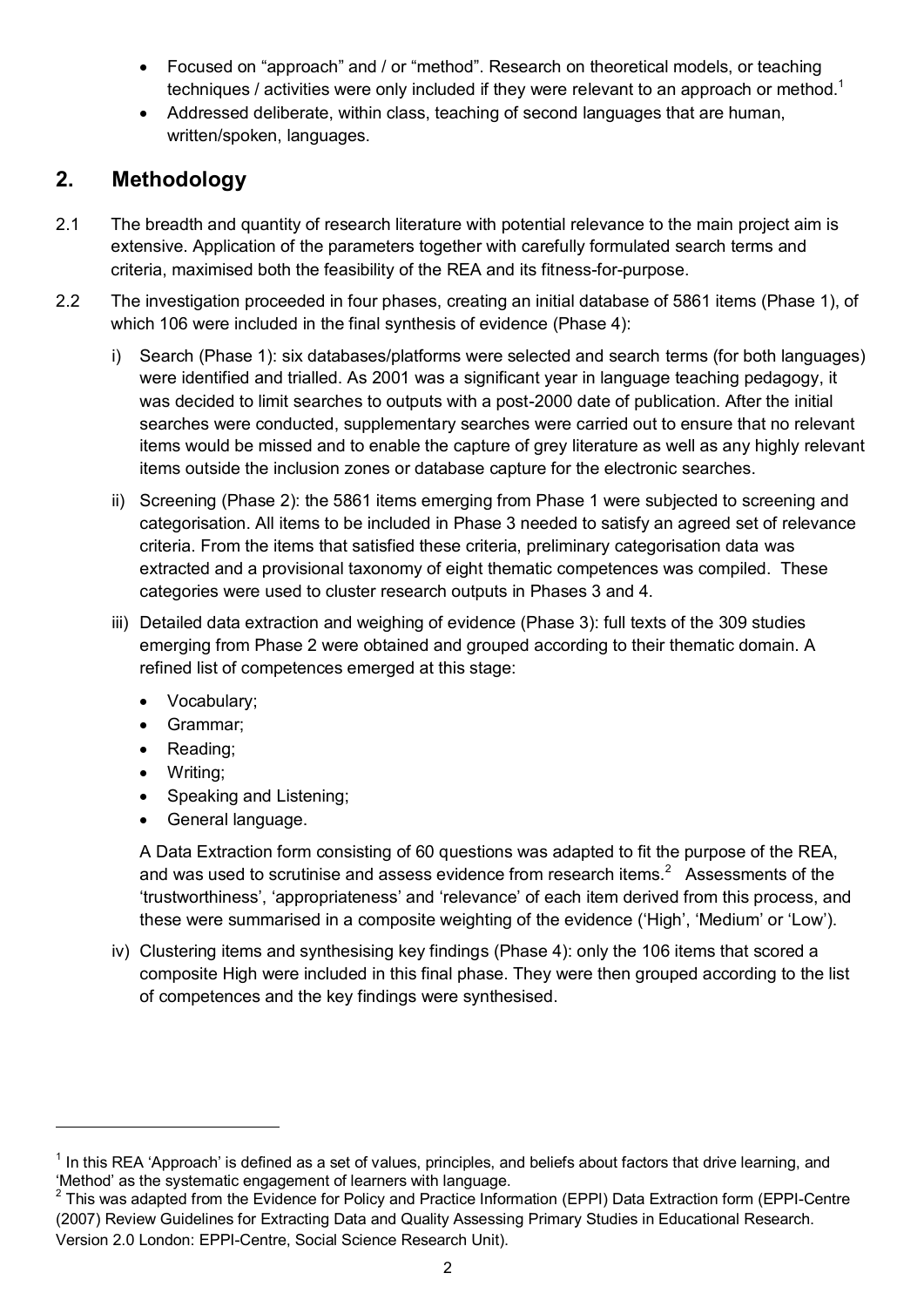- Focused on "approach" and / or "method". Research on theoretical models, or teaching techniques / activities were only included if they were relevant to an approach or method.[1]
- Addressed deliberate, within class, teaching of second languages that are human, written/spoken, languages.

## 2. Methodology

2.1 The breadth and quantity of research literature with potential relevance to the main project aim is extensive. Application of the parameters together with carefully formulated search terms and criteria, maximised both the feasibility of the REA and its fitness-for-purpose.

2.2 The investigation proceeded in four phases, creating an initial database of 5861 items (Phase 1), of which 106 were included in the final synthesis of evidence (Phase 4):

i) Search (Phase 1): six databases/platforms were selected and search terms (for both languages) were identified and trialled. As 2001 was a significant year in language teaching pedagogy, it was decided to limit searches to outputs with a post-2000 date of publication. After the initial searches were conducted, supplementary searches were carried out to ensure that no relevant items would be missed and to enable the capture of grey literature as well as any highly relevant items outside the inclusion zones or database capture for the electronic searches.

ii) Screening (Phase 2): the 5861 items emerging from Phase 1 were subjected to screening and categorisation. All items to be included in Phase 3 needed to satisfy an agreed set of relevance criteria. From the items that satisfied these criteria, preliminary categorisation data was extracted and a provisional taxonomy of eight thematic competences was compiled. These categories were used to cluster research outputs in Phases 3 and 4.

iii) Detailed data extraction and weighing of evidence (Phase 3): full texts of the 309 studies emerging from Phase 2 were obtained and grouped according to their thematic domain. A refined list of competences emerged at this stage:

   - Vocabulary;
   - Grammar;
   - Reading;
   - Writing;
   - Speaking and Listening;
   - General language.

   A Data Extraction form consisting of 60 questions was adapted to fit the purpose of the REA, and was used to scrutinise and assess evidence from research items.[2] Assessments of the 'trustworthiness', 'appropriateness' and 'relevance' of each item derived from this process, and these were summarised in a composite weighting of the evidence ('High', 'Medium' or 'Low').

iv) Clustering items and synthesising key findings (Phase 4): only the 106 items that scored a composite High were included in this final phase. They were then grouped according to the list of competences and the key findings were synthesised.

---

[1] In this REA 'Approach' is defined as a set of values, principles, and beliefs about factors that drive learning, and 'Method' as the systematic engagement of learners with language.

[2] This was adapted from the Evidence for Policy and Practice Information (EPPI) Data Extraction form (EPPI-Centre (2007) Review Guidelines for Extracting Data and Quality Assessing Primary Studies in Educational Research. Version 2.0 London: EPPI-Centre, Social Science Research Unit).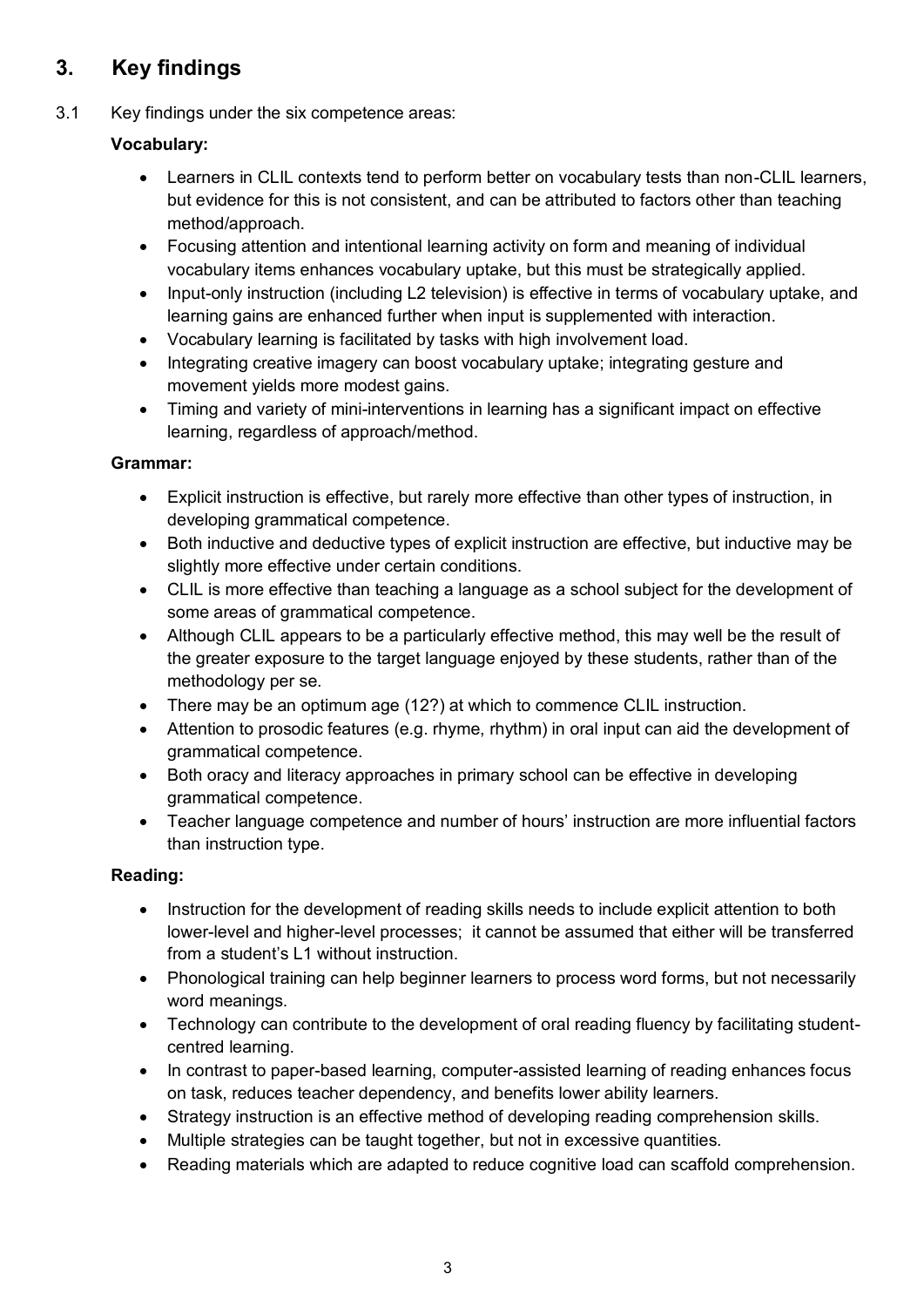## 3. Key findings

3.1 Key findings under the six competence areas:

**Vocabulary:**

- Learners in CLIL contexts tend to perform better on vocabulary tests than non-CLIL learners, but evidence for this is not consistent, and can be attributed to factors other than teaching method/approach.
- Focusing attention and intentional learning activity on form and meaning of individual vocabulary items enhances vocabulary uptake, but this must be strategically applied.
- Input-only instruction (including L2 television) is effective in terms of vocabulary uptake, and learning gains are enhanced further when input is supplemented with interaction.
- Vocabulary learning is facilitated by tasks with high involvement load.
- Integrating creative imagery can boost vocabulary uptake; integrating gesture and movement yields more modest gains.
- Timing and variety of mini-interventions in learning has a significant impact on effective learning, regardless of approach/method.

**Grammar:**

- Explicit instruction is effective, but rarely more effective than other types of instruction, in developing grammatical competence.
- Both inductive and deductive types of explicit instruction are effective, but inductive may be slightly more effective under certain conditions.
- CLIL is more effective than teaching a language as a school subject for the development of some areas of grammatical competence.
- Although CLIL appears to be a particularly effective method, this may well be the result of the greater exposure to the target language enjoyed by these students, rather than of the methodology per se.
- There may be an optimum age (12?) at which to commence CLIL instruction.
- Attention to prosodic features (e.g. rhyme, rhythm) in oral input can aid the development of grammatical competence.
- Both oracy and literacy approaches in primary school can be effective in developing grammatical competence.
- Teacher language competence and number of hours' instruction are more influential factors than instruction type.

**Reading:**

- Instruction for the development of reading skills needs to include explicit attention to both lower-level and higher-level processes; it cannot be assumed that either will be transferred from a student's L1 without instruction.
- Phonological training can help beginner learners to process word forms, but not necessarily word meanings.
- Technology can contribute to the development of oral reading fluency by facilitating student-centred learning.
- In contrast to paper-based learning, computer-assisted learning of reading enhances focus on task, reduces teacher dependency, and benefits lower ability learners.
- Strategy instruction is an effective method of developing reading comprehension skills.
- Multiple strategies can be taught together, but not in excessive quantities.
- Reading materials which are adapted to reduce cognitive load can scaffold comprehension.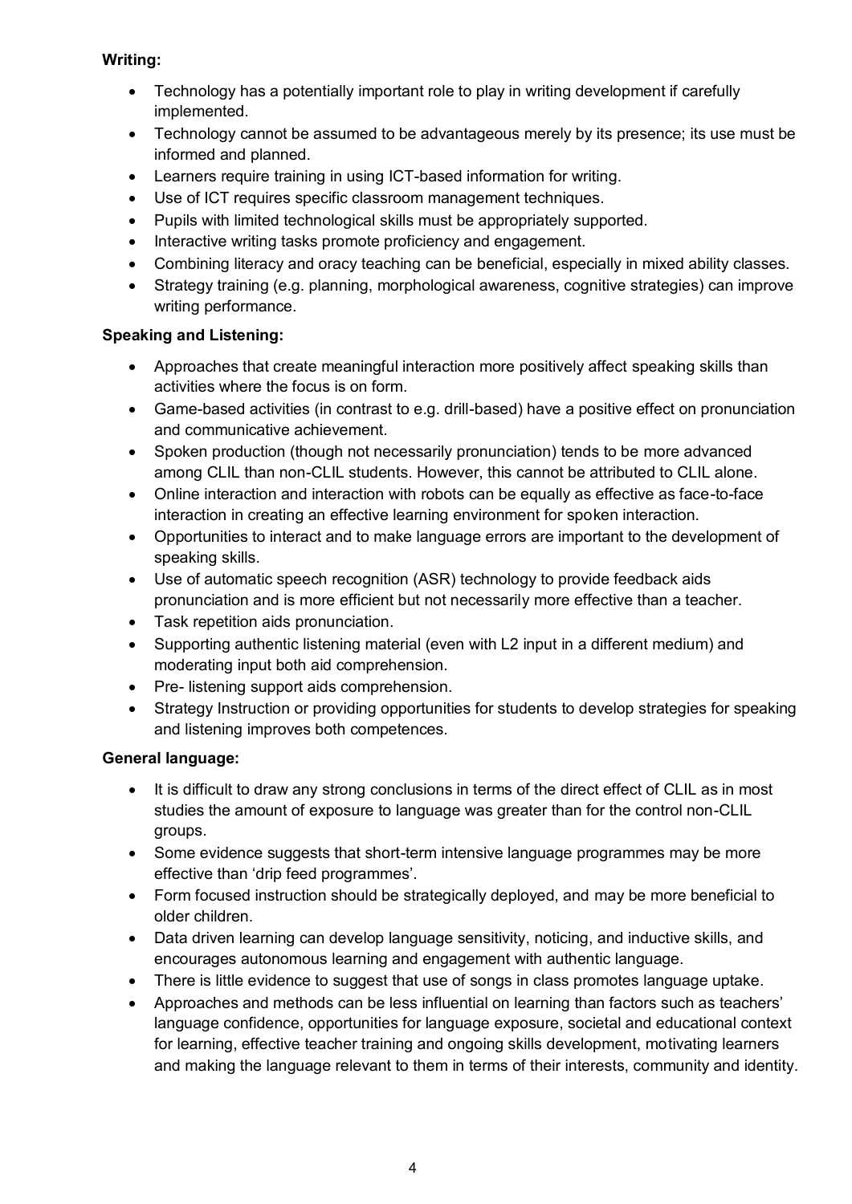**Writing:**

- Technology has a potentially important role to play in writing development if carefully implemented.
- Technology cannot be assumed to be advantageous merely by its presence; its use must be informed and planned.
- Learners require training in using ICT-based information for writing.
- Use of ICT requires specific classroom management techniques.
- Pupils with limited technological skills must be appropriately supported.
- Interactive writing tasks promote proficiency and engagement.
- Combining literacy and oracy teaching can be beneficial, especially in mixed ability classes.
- Strategy training (e.g. planning, morphological awareness, cognitive strategies) can improve writing performance.

**Speaking and Listening:**

- Approaches that create meaningful interaction more positively affect speaking skills than activities where the focus is on form.
- Game-based activities (in contrast to e.g. drill-based) have a positive effect on pronunciation and communicative achievement.
- Spoken production (though not necessarily pronunciation) tends to be more advanced among CLIL than non-CLIL students. However, this cannot be attributed to CLIL alone.
- Online interaction and interaction with robots can be equally as effective as face-to-face interaction in creating an effective learning environment for spoken interaction.
- Opportunities to interact and to make language errors are important to the development of speaking skills.
- Use of automatic speech recognition (ASR) technology to provide feedback aids pronunciation and is more efficient but not necessarily more effective than a teacher.
- Task repetition aids pronunciation.
- Supporting authentic listening material (even with L2 input in a different medium) and moderating input both aid comprehension.
- Pre- listening support aids comprehension.
- Strategy Instruction or providing opportunities for students to develop strategies for speaking and listening improves both competences.

**General language:**

- It is difficult to draw any strong conclusions in terms of the direct effect of CLIL as in most studies the amount of exposure to language was greater than for the control non-CLIL groups.
- Some evidence suggests that short-term intensive language programmes may be more effective than 'drip feed programmes'.
- Form focused instruction should be strategically deployed, and may be more beneficial to older children.
- Data driven learning can develop language sensitivity, noticing, and inductive skills, and encourages autonomous learning and engagement with authentic language.
- There is little evidence to suggest that use of songs in class promotes language uptake.
- Approaches and methods can be less influential on learning than factors such as teachers' language confidence, opportunities for language exposure, societal and educational context for learning, effective teacher training and ongoing skills development, motivating learners and making the language relevant to them in terms of their interests, community and identity.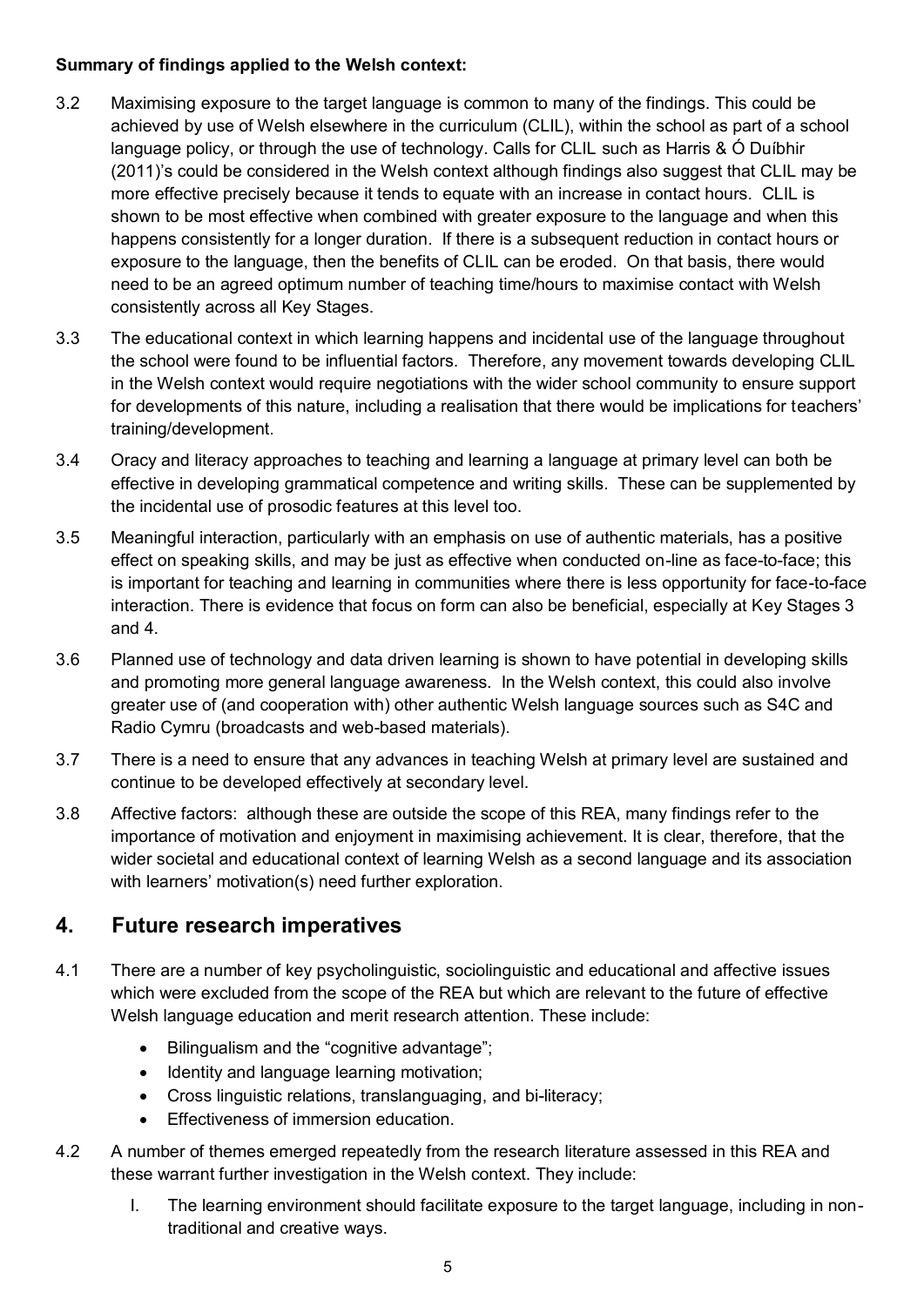**Summary of findings applied to the Welsh context:**

3.2 Maximising exposure to the target language is common to many of the findings. This could be achieved by use of Welsh elsewhere in the curriculum (CLIL), within the school as part of a school language policy, or through the use of technology. Calls for CLIL such as Harris & Ó Duíbhir (2011)'s could be considered in the Welsh context although findings also suggest that CLIL may be more effective precisely because it tends to equate with an increase in contact hours. CLIL is shown to be most effective when combined with greater exposure to the language and when this happens consistently for a longer duration. If there is a subsequent reduction in contact hours or exposure to the language, then the benefits of CLIL can be eroded. On that basis, there would need to be an agreed optimum number of teaching time/hours to maximise contact with Welsh consistently across all Key Stages.

3.3 The educational context in which learning happens and incidental use of the language throughout the school were found to be influential factors. Therefore, any movement towards developing CLIL in the Welsh context would require negotiations with the wider school community to ensure support for developments of this nature, including a realisation that there would be implications for teachers' training/development.

3.4 Oracy and literacy approaches to teaching and learning a language at primary level can both be effective in developing grammatical competence and writing skills. These can be supplemented by the incidental use of prosodic features at this level too.

3.5 Meaningful interaction, particularly with an emphasis on use of authentic materials, has a positive effect on speaking skills, and may be just as effective when conducted on-line as face-to-face; this is important for teaching and learning in communities where there is less opportunity for face-to-face interaction. There is evidence that focus on form can also be beneficial, especially at Key Stages 3 and 4.

3.6 Planned use of technology and data driven learning is shown to have potential in developing skills and promoting more general language awareness. In the Welsh context, this could also involve greater use of (and cooperation with) other authentic Welsh language sources such as S4C and Radio Cymru (broadcasts and web-based materials).

3.7 There is a need to ensure that any advances in teaching Welsh at primary level are sustained and continue to be developed effectively at secondary level.

3.8 Affective factors: although these are outside the scope of this REA, many findings refer to the importance of motivation and enjoyment in maximising achievement. It is clear, therefore, that the wider societal and educational context of learning Welsh as a second language and its association with learners' motivation(s) need further exploration.

## 4. Future research imperatives

4.1 There are a number of key psycholinguistic, sociolinguistic and educational and affective issues which were excluded from the scope of the REA but which are relevant to the future of effective Welsh language education and merit research attention. These include:

- Bilingualism and the "cognitive advantage";
- Identity and language learning motivation;
- Cross linguistic relations, translanguaging, and bi-literacy;
- Effectiveness of immersion education.

4.2 A number of themes emerged repeatedly from the research literature assessed in this REA and these warrant further investigation in the Welsh context. They include:

I. The learning environment should facilitate exposure to the target language, including in non-traditional and creative ways.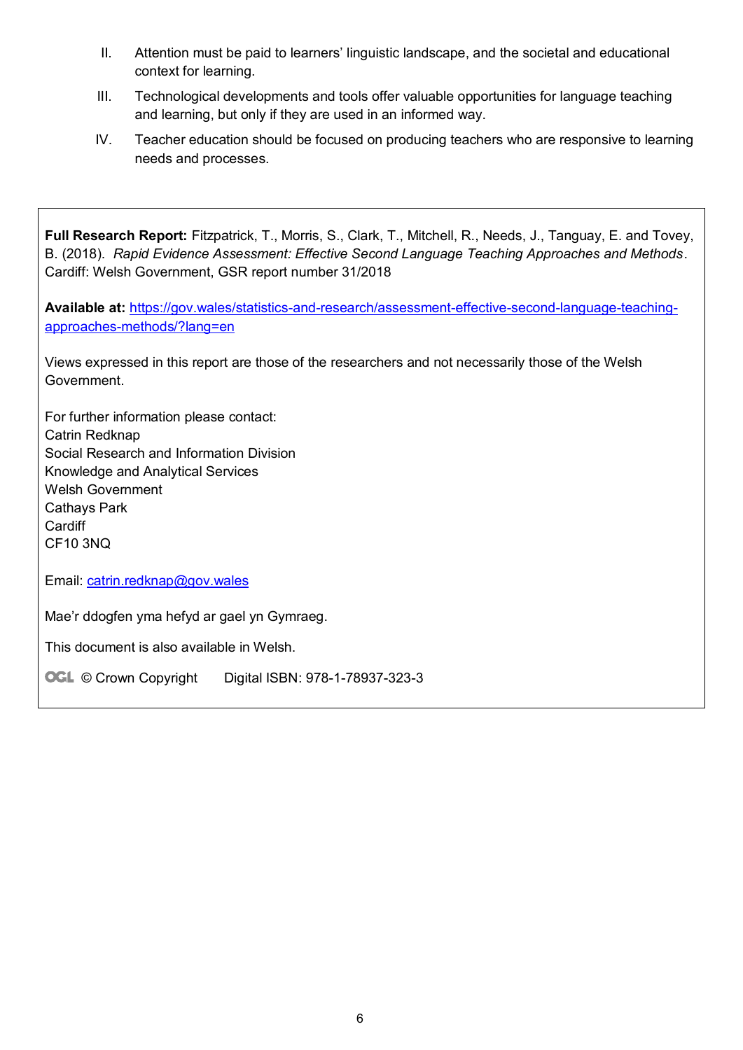II. Attention must be paid to learners' linguistic landscape, and the societal and educational context for learning.

III. Technological developments and tools offer valuable opportunities for language teaching and learning, but only if they are used in an informed way.

IV. Teacher education should be focused on producing teachers who are responsive to learning needs and processes.

**Full Research Report:** Fitzpatrick, T., Morris, S., Clark, T., Mitchell, R., Needs, J., Tanguay, E. and Tovey, B. (2018). *Rapid Evidence Assessment: Effective Second Language Teaching Approaches and Methods*. Cardiff: Welsh Government, GSR report number 31/2018

**Available at:** [https://gov.wales/statistics-and-research/assessment-effective-second-language-teaching-approaches-methods/?lang=en](https://gov.wales/statistics-and-research/assessment-effective-second-language-teaching-approaches-methods/?lang=en)

Views expressed in this report are those of the researchers and not necessarily those of the Welsh Government.

For further information please contact:
Catrin Redknap
Social Research and Information Division
Knowledge and Analytical Services
Welsh Government
Cathays Park
Cardiff
CF10 3NQ

Email: [catrin.redknap@gov.wales](mailto:catrin.redknap@gov.wales)

Mae'r ddogfen yma hefyd ar gael yn Gymraeg.

This document is also available in Welsh.

OGL © Crown Copyright Digital ISBN: 978-1-78937-323-3